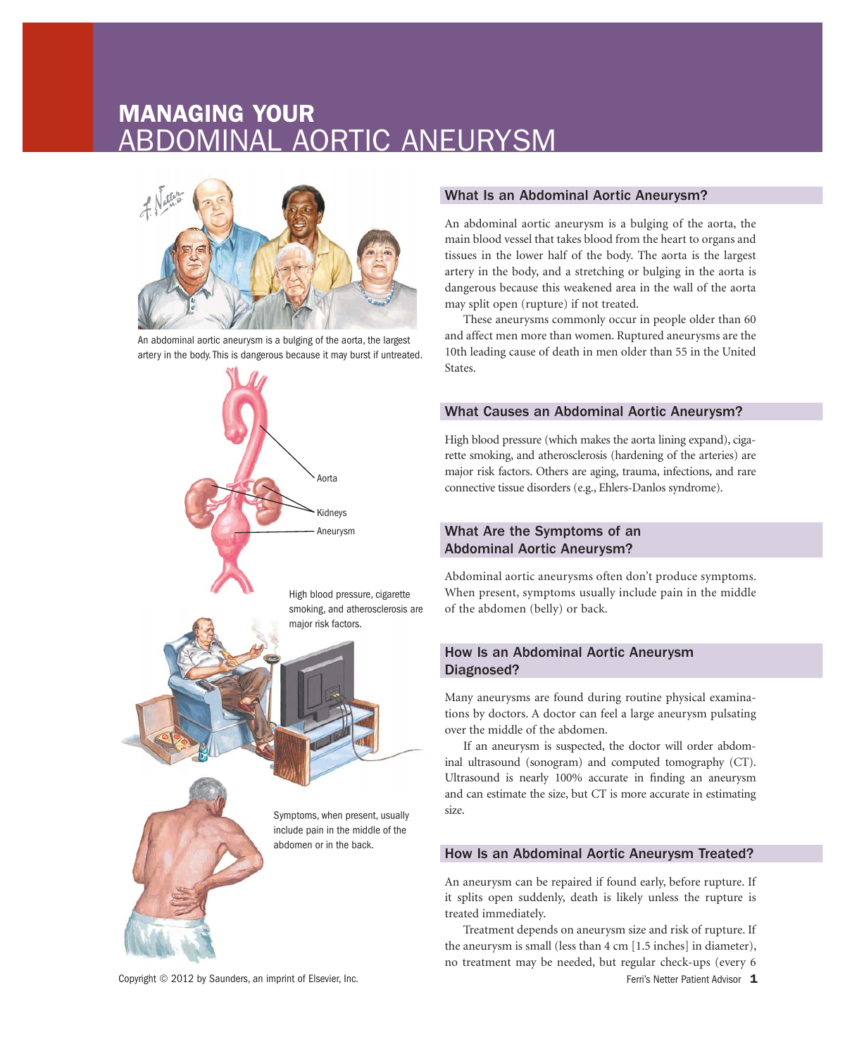# MANAGING YOUR ABDOMINAL AORTIC ANEURYSM

An abdominal aortic aneurysm is a bulging of the aorta, the largest artery in the body. This is dangerous because it may burst if untreated.

Aorta

Kidneys

Aneurysm

High blood pressure, cigarette smoking, and atherosclerosis are major risk factors.

Symptoms, when present, usually include pain in the middle of the abdomen or in the back.

## What Is an Abdominal Aortic Aneurysm?

An abdominal aortic aneurysm is a bulging of the aorta, the main blood vessel that takes blood from the heart to organs and tissues in the lower half of the body. The aorta is the largest artery in the body, and a stretching or bulging in the aorta is dangerous because this weakened area in the wall of the aorta may split open (rupture) if not treated.

These aneurysms commonly occur in people older than 60 and affect men more than women. Ruptured aneurysms are the 10th leading cause of death in men older than 55 in the United States.

## What Causes an Abdominal Aortic Aneurysm?

High blood pressure (which makes the aorta lining expand), cigarette smoking, and atherosclerosis (hardening of the arteries) are major risk factors. Others are aging, trauma, infections, and rare connective tissue disorders (e.g., Ehlers-Danlos syndrome).

## What Are the Symptoms of an Abdominal Aortic Aneurysm?

Abdominal aortic aneurysms often don't produce symptoms. When present, symptoms usually include pain in the middle of the abdomen (belly) or back.

## How Is an Abdominal Aortic Aneurysm Diagnosed?

Many aneurysms are found during routine physical examinations by doctors. A doctor can feel a large aneurysm pulsating over the middle of the abdomen.

If an aneurysm is suspected, the doctor will order abdominal ultrasound (sonogram) and computed tomography (CT). Ultrasound is nearly 100% accurate in finding an aneurysm and can estimate the size, but CT is more accurate in estimating size.

## How Is an Abdominal Aortic Aneurysm Treated?

An aneurysm can be repaired if found early, before rupture. If it splits open suddenly, death is likely unless the rupture is treated immediately.

Treatment depends on aneurysm size and risk of rupture. If the aneurysm is small (less than 4 cm [1.5 inches] in diameter), no treatment may be needed, but regular check-ups (every 6

Copyright © 2012 by Saunders, an imprint of Elsevier, Inc.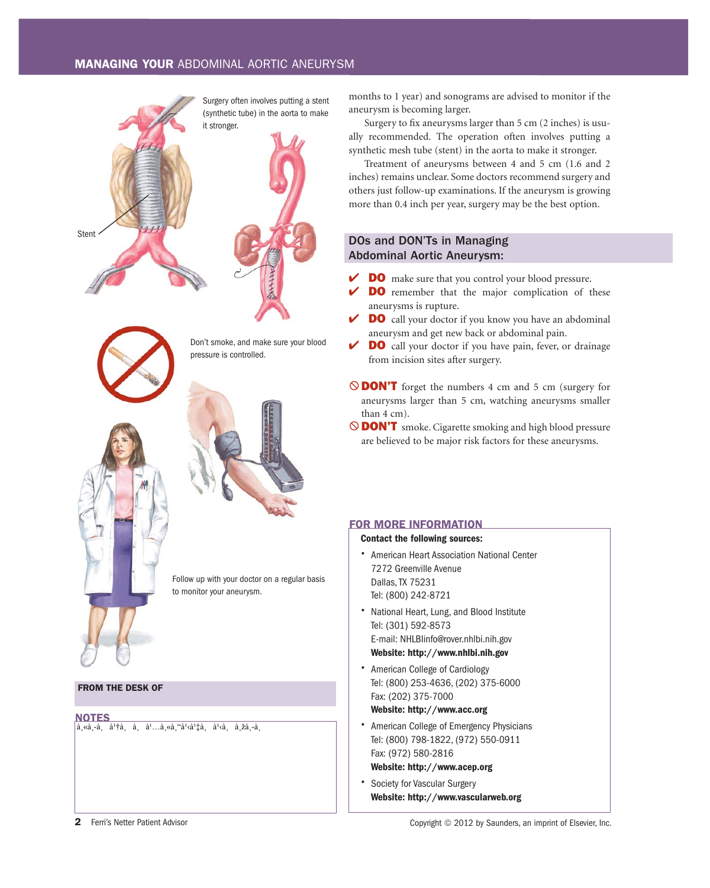Surgery often involves putting a stent (synthetic tube) in the aorta to make it stronger.

Stent

Don't smoke, and make sure your blood pressure is controlled.

Follow up with your doctor on a regular basis to monitor your aneurysm.

**FROM THE DESK OF**

**NOTES**

à¸«à¸­à¸ à¹†à¸ à¸ à¹…à¸«à¸"à¹‹à¹‡à¸ à¹‹à¸ à¸žà¸­à¸

months to 1 year) and sonograms are advised to monitor if the aneurysm is becoming larger.

Surgery to fix aneurysms larger than 5 cm (2 inches) is usually recommended. The operation often involves putting a synthetic mesh tube (stent) in the aorta to make it stronger.

Treatment of aneurysms between 4 and 5 cm (1.6 and 2 inches) remains unclear. Some doctors recommend surgery and others just follow-up examinations. If the aneurysm is growing more than 0.4 inch per year, surgery may be the best option.

## DOs and DON'Ts in Managing Abdominal Aortic Aneurysm:

- ✔ **DO** make sure that you control your blood pressure.
- ✔ **DO** remember that the major complication of these aneurysms is rupture.
- ✔ **DO** call your doctor if you know you have an abdominal aneurysm and get new back or abdominal pain.
- ✔ **DO** call your doctor if you have pain, fever, or drainage from incision sites after surgery.

- ⊘ **DON'T** forget the numbers 4 cm and 5 cm (surgery for aneurysms larger than 5 cm, watching aneurysms smaller than 4 cm).
- ⊘ **DON'T** smoke. Cigarette smoking and high blood pressure are believed to be major risk factors for these aneurysms.

## FOR MORE INFORMATION

**Contact the following sources:**

- American Heart Association National Center
  7272 Greenville Avenue
  Dallas, TX 75231
  Tel: (800) 242-8721
- National Heart, Lung, and Blood Institute
  Tel: (301) 592-8573
  E-mail: NHLBIinfo@rover.nhlbi.nih.gov
  **Website: http://www.nhlbi.nih.gov**
- American College of Cardiology
  Tel: (800) 253-4636, (202) 375-6000
  Fax: (202) 375-7000
  **Website: http://www.acc.org**
- American College of Emergency Physicians
  Tel: (800) 798-1822, (972) 550-0911
  Fax: (972) 580-2816
  **Website: http://www.acep.org**
- Society for Vascular Surgery
  **Website: http://www.vascularweb.org**

Copyright © 2012 by Saunders, an imprint of Elsevier, Inc.